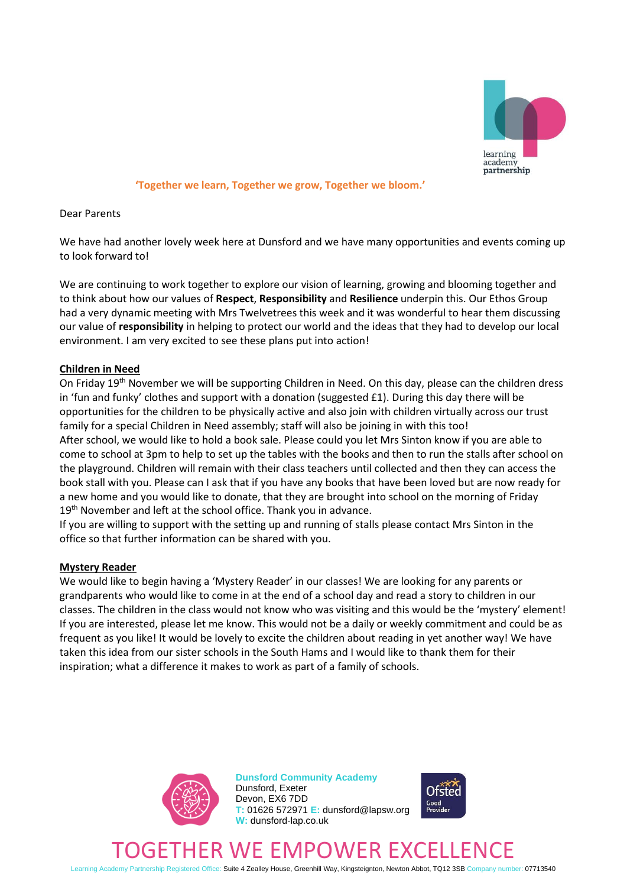**'Together we learn, Together we grow, Together we bloom.'**

Dear Parents

We have had another lovely week here at Dunsford and we have many opportunities and events coming up to look forward to!

We are continuing to work together to explore our vision of learning, growing and blooming together and to think about how our values of **Respect**, **Responsibility** and **Resilience** underpin this. Our Ethos Group had a very dynamic meeting with Mrs Twelvetrees this week and it was wonderful to hear them discussing our value of **responsibility** in helping to protect our world and the ideas that they had to develop our local environment. I am very excited to see these plans put into action!

## Children in Need

On Friday 19th November we will be supporting Children in Need. On this day, please can the children dress in 'fun and funky' clothes and support with a donation (suggested £1). During this day there will be opportunities for the children to be physically active and also join with children virtually across our trust family for a special Children in Need assembly; staff will also be joining in with this too!

After school, we would like to hold a book sale. Please could you let Mrs Sinton know if you are able to come to school at 3pm to help to set up the tables with the books and then to run the stalls after school on the playground. Children will remain with their class teachers until collected and then they can access the book stall with you. Please can I ask that if you have any books that have been loved but are now ready for a new home and you would like to donate, that they are brought into school on the morning of Friday 19th November and left at the school office. Thank you in advance.

If you are willing to support with the setting up and running of stalls please contact Mrs Sinton in the office so that further information can be shared with you.

## Mystery Reader

We would like to begin having a 'Mystery Reader' in our classes! We are looking for any parents or grandparents who would like to come in at the end of a school day and read a story to children in our classes. The children in the class would not know who was visiting and this would be the 'mystery' element! If you are interested, please let me know. This would not be a daily or weekly commitment and could be as frequent as you like! It would be lovely to excite the children about reading in yet another way! We have taken this idea from our sister schools in the South Hams and I would like to thank them for their inspiration; what a difference it makes to work as part of a family of schools.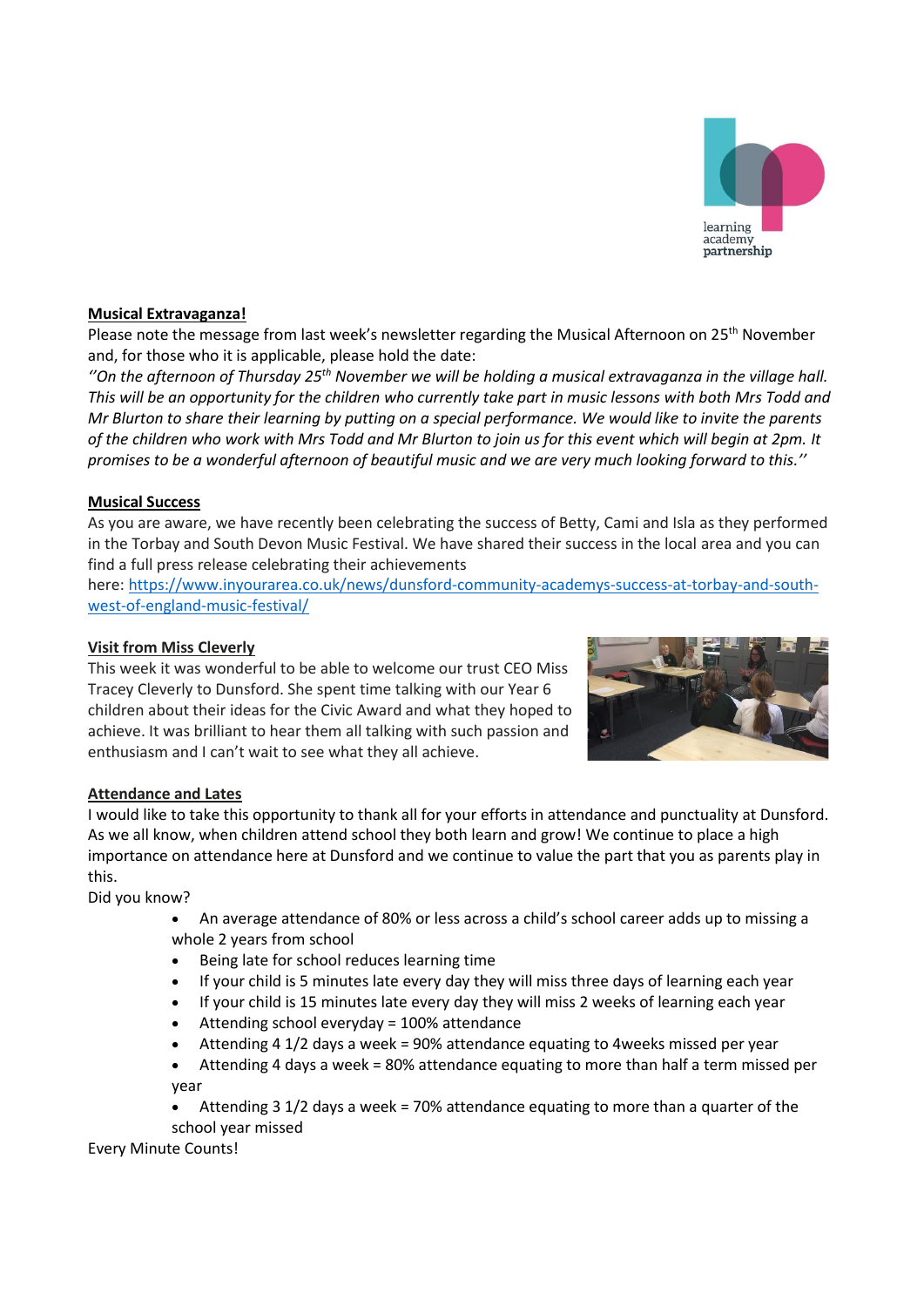## Musical Extravaganza!

Please note the message from last week's newsletter regarding the Musical Afternoon on 25th November and, for those who it is applicable, please hold the date:

*''On the afternoon of Thursday 25th November we will be holding a musical extravaganza in the village hall. This will be an opportunity for the children who currently take part in music lessons with both Mrs Todd and Mr Blurton to share their learning by putting on a special performance. We would like to invite the parents of the children who work with Mrs Todd and Mr Blurton to join us for this event which will begin at 2pm. It promises to be a wonderful afternoon of beautiful music and we are very much looking forward to this.''*

## Musical Success

As you are aware, we have recently been celebrating the success of Betty, Cami and Isla as they performed in the Torbay and South Devon Music Festival. We have shared their success in the local area and you can find a full press release celebrating their achievements here: https://www.inyourarea.co.uk/news/dunsford-community-academys-success-at-torbay-and-south-west-of-england-music-festival/

## Visit from Miss Cleverly

This week it was wonderful to be able to welcome our trust CEO Miss Tracey Cleverly to Dunsford. She spent time talking with our Year 6 children about their ideas for the Civic Award and what they hoped to achieve. It was brilliant to hear them all talking with such passion and enthusiasm and I can't wait to see what they all achieve.

## Attendance and Lates

I would like to take this opportunity to thank all for your efforts in attendance and punctuality at Dunsford. As we all know, when children attend school they both learn and grow! We continue to place a high importance on attendance here at Dunsford and we continue to value the part that you as parents play in this.

Did you know?

- An average attendance of 80% or less across a child's school career adds up to missing a whole 2 years from school
- Being late for school reduces learning time
- If your child is 5 minutes late every day they will miss three days of learning each year
- If your child is 15 minutes late every day they will miss 2 weeks of learning each year
- Attending school everyday = 100% attendance
- Attending 4 1/2 days a week = 90% attendance equating to 4weeks missed per year
- Attending 4 days a week = 80% attendance equating to more than half a term missed per year
- Attending 3 1/2 days a week = 70% attendance equating to more than a quarter of the school year missed

Every Minute Counts!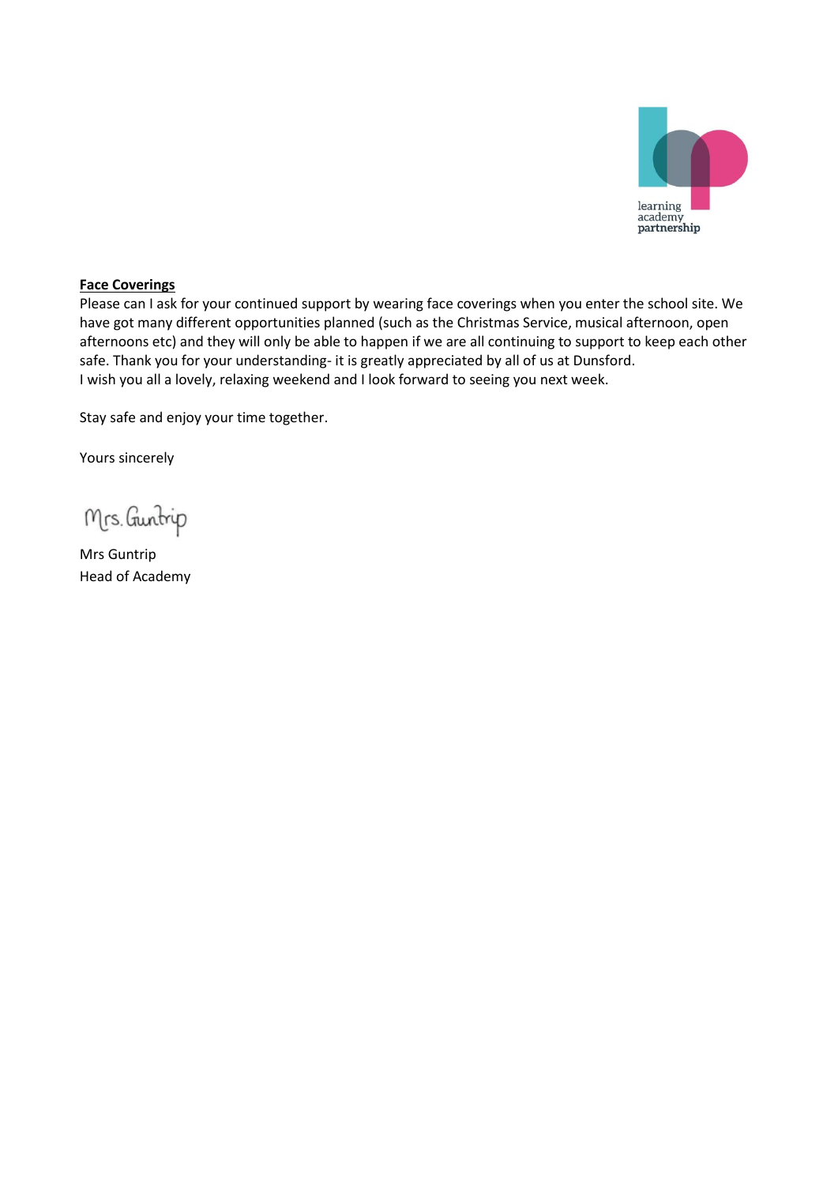**Face Coverings**

Please can I ask for your continued support by wearing face coverings when you enter the school site. We have got many different opportunities planned (such as the Christmas Service, musical afternoon, open afternoons etc) and they will only be able to happen if we are all continuing to support to keep each other safe. Thank you for your understanding- it is greatly appreciated by all of us at Dunsford.
I wish you all a lovely, relaxing weekend and I look forward to seeing you next week.

Stay safe and enjoy your time together.

Yours sincerely

Mrs. Guntrip

Mrs Guntrip
Head of Academy